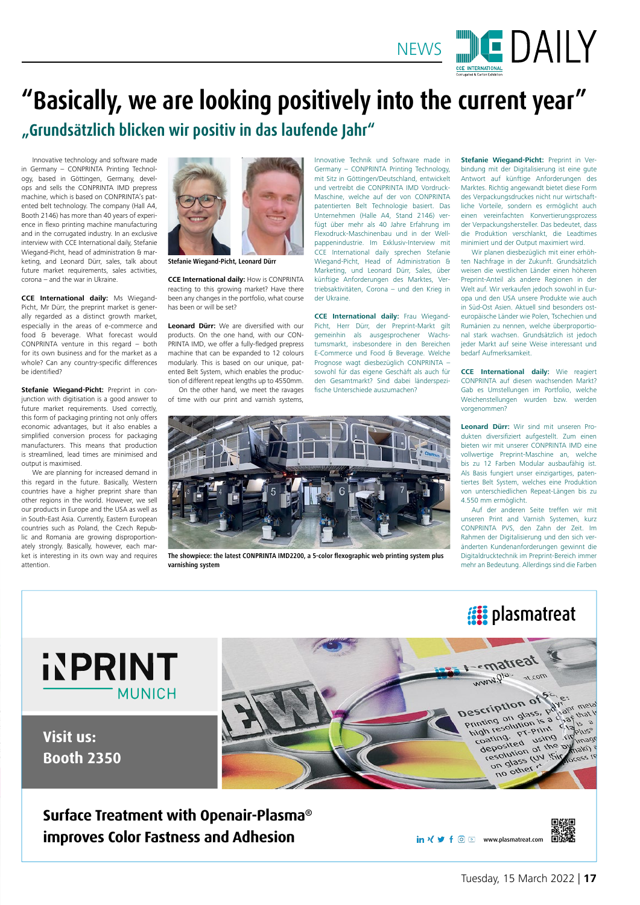# "Basically, we are looking positively into the current year"

## „Grundsätzlich blicken wir positiv in das laufende Jahr"

Innovative technology and software made in Germany – CONPRINTA Printing Technology, based in Göttingen, Germany, develops and sells the CONPRINTA IMD prepress machine, which is based on CONPRINTA's patented belt technology. The company (Hall A4, Booth 2146) has more than 40 years of experience in flexo printing machine manufacturing and in the corrugated industry. In an exclusive interview with CCE International daily, Stefanie Wiegand-Picht, head of administration & marketing, and Leonard Dürr, sales, talk about future market requirements, sales activities, corona – and the war in Ukraine.

**CCE International daily:** Ms Wiegand-Picht, Mr Dürr, the preprint market is generally regarded as a distinct growth market, especially in the areas of e-commerce and food & beverage. What forecast would CONPRINTA venture in this regard – both for its own business and for the market as a whole? Can any country-specific differences be identified?

**Stefanie Wiegand-Picht:** Preprint in conjunction with digitisation is a good answer to future market requirements. Used correctly, this form of packaging printing not only offers economic advantages, but it also enables a simplified conversion process for packaging manufacturers. This means that production is streamlined, lead times are minimised and output is maximised.

We are planning for increased demand in this regard in the future. Basically, Western countries have a higher preprint share than other regions in the world. However, we sell our products in Europe and the USA as well as in South-East Asia. Currently, Eastern European countries such as Poland, the Czech Republic and Romania are growing disproportionately strongly. Basically, however, each market is interesting in its own way and requires attention.

Stefanie Wiegand-Picht, Leonard Dürr

**CCE International daily:** How is CONPRINTA reacting to this growing market? Have there been any changes in the portfolio, what course has been or will be set?

**Leonard Dürr:** We are diversified with our products. On the one hand, with our CONPRINTA IMD, we offer a fully-fledged prepress machine that can be expanded to 12 colours modularly. This is based on our unique, patented Belt System, which enables the production of different repeat lengths up to 4550mm.

On the other hand, we meet the ravages of time with our print and varnish systems,

The showpiece: the latest CONPRINTA IMD2200, a 5-color flexographic web printing system plus varnishing system

Innovative Technik und Software made in Germany – CONPRINTA Printing Technology, mit Sitz in Göttingen/Deutschland, entwickelt und vertreibt die CONPRINTA IMD Vordruck-Maschine, welche auf der von CONPRINTA patentierten Belt Technologie basiert. Das Unternehmen (Halle A4, Stand 2146) verfügt über mehr als 40 Jahre Erfahrung im Flexodruck-Maschinenbau und in der Wellpappenindustrie. Im Exklusiv-Interview mit CCE International daily sprechen Stefanie Wiegand-Picht, Head of Administration & Marketing, und Leonard Dürr, Sales, über künftige Anforderungen des Marktes, Vertriebsaktivitäten, Corona – und den Krieg in der Ukraine.

**CCE International daily:** Frau Wiegand-Picht, Herr Dürr, der Preprint-Markt gilt gemeinhin als ausgesprochener Wachstumsmarkt, insbesondere in den Bereichen E-Commerce und Food & Beverage. Welche Prognose wagt diesbezüglich CONPRINTA – sowohl für das eigene Geschäft als auch für den Gesamtmarkt? Sind dabei länderspezifische Unterschiede auszumachen?

**Stefanie Wiegand-Picht:** Preprint in Verbindung mit der Digitalisierung ist eine gute Antwort auf künftige Anforderungen des Marktes. Richtig angewandt bietet diese Form des Verpackungsdruckes nicht nur wirtschaftliche Vorteile, sondern es ermöglicht auch einen vereinfachten Konvertierungsprozess der Verpackungshersteller. Das bedeutet, dass die Produktion verschlankt, die Leadtimes minimiert und der Output maximiert wird.

Wir planen diesbezüglich mit einer erhöhten Nachfrage in der Zukunft. Grundsätzlich weisen die westlichen Länder einen höheren Preprint-Anteil als andere Regionen in der Welt auf. Wir verkaufen jedoch sowohl in Europa und den USA unsere Produkte wie auch in Süd-Ost Asien. Aktuell sind besonders osteuropäische Länder wie Polen, Tschechien und Rumänien zu nennen, welche überproportional stark wachsen. Grundsätzlich ist jedoch jeder Markt auf seine Weise interessant und bedarf Aufmerksamkeit.

**CCE International daily:** Wie reagiert CONPRINTA auf diesen wachsenden Markt? Gab es Umstellungen im Portfolio, welche Weichenstellungen wurden bzw. werden vorgenommen?

**Leonard Dürr:** Wir sind mit unseren Produkten diversifiziert aufgestellt. Zum einen bieten wir mit unserer CONPRINTA IMD eine vollwertige Preprint-Maschine an, welche bis zu 12 Farben Modular ausbaufähig ist. Als Basis fungiert unser einzigartiges, patentiertes Belt System, welches eine Produktion von unterschiedlichen Repeat-Längen bis zu 4.550 mm ermöglicht.

Auf der anderen Seite treffen wir mit unseren Print und Varnish Systemen, kurz CONPRINTA PVS, den Zahn der Zeit. Im Rahmen der Digitalisierung und den sich verändernden Kundenanforderungen gewinnt die Digitaldrucktechnik im Preprint-Bereich immer mehr an Bedeutung. Allerdings sind die Farben

plasmatreat

iNPRINT MUNICH

Visit us:
Booth 2350

**Surface Treatment with Openair-Plasma® improves Color Fastness and Adhesion**

www.plasmatreat.com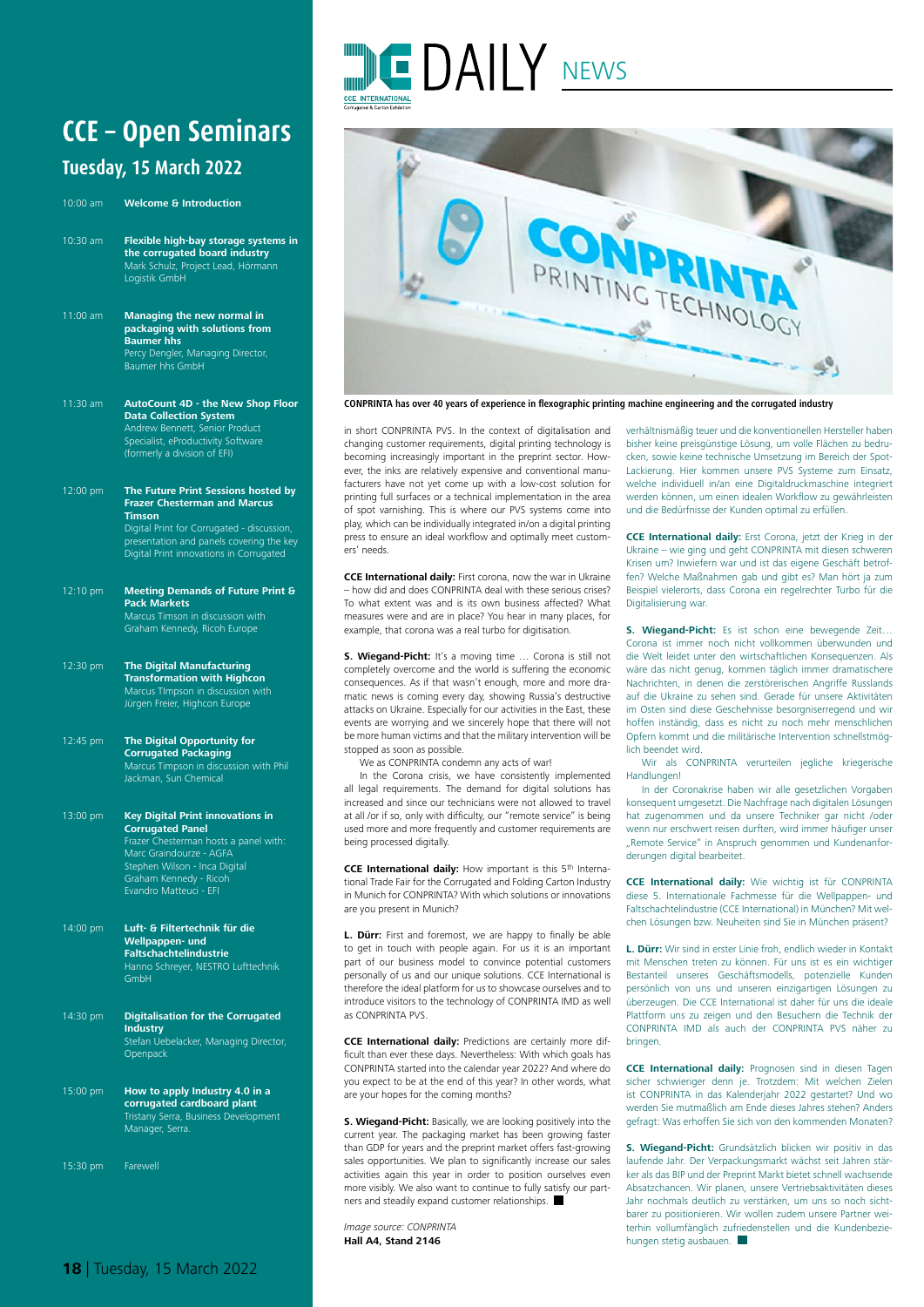# CCE – Open Seminars

## Tuesday, 15 March 2022

| | |
|---|---|
| 10:00 am | **Welcome & Introduction** |
| 10:30 am | **Flexible high-bay storage systems in the corrugated board industry** Mark Schulz, Project Lead, Hörmann Logistik GmbH |
| 11:00 am | **Managing the new normal in packaging with solutions from Baumer hhs** Percy Dengler, Managing Director, Baumer hhs GmbH |
| 11:30 am | **AutoCount 4D - the New Shop Floor Data Collection System** Andrew Bennett, Senior Product Specialist, eProductivity Software (formerly a division of EFI) |
| 12:00 pm | **The Future Print Sessions hosted by Frazer Chesterman and Marcus Timson** Digital Print for Corrugated - discussion, presentation and panels covering the key Digital Print innovations in Corrugated |
| 12:10 pm | **Meeting Demands of Future Print & Pack Markets** Marcus Timson in discussion with Graham Kennedy, Ricoh Europe |
| 12:30 pm | **The Digital Manufacturing Transformation with Highcon** Marcus TImpson in discussion with Jürgen Freier, Highcon Europe |
| 12:45 pm | **The Digital Opportunity for Corrugated Packaging** Marcus Timpson in discussion with Phil Jackman, Sun Chemical |
| 13:00 pm | **Key Digital Print innovations in Corrugated Panel** Frazer Chesterman hosts a panel with: Marc Graindourze - AGFA, Stephen Wilson - Inca Digital, Graham Kennedy - Ricoh, Evandro Matteuci - EFI |
| 14:00 pm | **Luft- & Filtertechnik für die Wellpappen- und Faltschachtelindustrie** Hanno Schreyer, NESTRO Lufttechnik GmbH |
| 14:30 pm | **Digitalisation for the Corrugated Industry** Stefan Uebelacker, Managing Director, Openpack |
| 15:00 pm | **How to apply Industry 4.0 in a corrugated cardboard plant** Tristany Serra, Business Development Manager, Serra. |
| 15:30 pm | Farewell |

CCE INTERNATIONAL DAILY NEWS

**CONPRINTA has over 40 years of experience in flexographic printing machine engineering and the corrugated industry**

in short CONPRINTA PVS. In the context of digitalisation and changing customer requirements, digital printing technology is becoming increasingly important in the preprint sector. However, the inks are relatively expensive and conventional manufacturers have not yet come up with a low-cost solution for printing full surfaces or a technical implementation in the area of spot varnishing. This is where our PVS systems come into play, which can be individually integrated in/on a digital printing press to ensure an ideal workflow and optimally meet customers' needs.

**CCE International daily:** First corona, now the war in Ukraine – how did and does CONPRINTA deal with these serious crises? To what extent was and is its own business affected? What measures were and are in place? You hear in many places, for example, that corona was a real turbo for digitisation.

**S. Wiegand-Picht:** It's a moving time … Corona is still not completely overcome and the world is suffering the economic consequences. As if that wasn't enough, more and more dramatic news is coming every day, showing Russia's destructive attacks on Ukraine. Especially for our activities in the East, these events are worrying and we sincerely hope that there will not be more human victims and that the military intervention will be stopped as soon as possible.

We as CONPRINTA condemn any acts of war!

In the Corona crisis, we have consistently implemented all legal requirements. The demand for digital solutions has increased and since our technicians were not allowed to travel at all /or if so, only with difficulty, our "remote service" is being used more and more frequently and customer requirements are being processed digitally.

**CCE International daily:** How important is this 5th International Trade Fair for the Corrugated and Folding Carton Industry in Munich for CONPRINTA? With which solutions or innovations are you present in Munich?

**L. Dürr:** First and foremost, we are happy to finally be able to get in touch with people again. For us it is an important part of our business model to convince potential customers personally of us and our unique solutions. CCE International is therefore the ideal platform for us to showcase ourselves and to introduce visitors to the technology of CONPRINTA IMD as well as CONPRINTA PVS.

**CCE International daily:** Predictions are certainly more difficult than ever these days. Nevertheless: With which goals has CONPRINTA started into the calendar year 2022? And where do you expect to be at the end of this year? In other words, what are your hopes for the coming months?

**S. Wiegand-Picht:** Basically, we are looking positively into the current year. The packaging market has been growing faster than GDP for years and the preprint market offers fast-growing sales opportunities. We plan to significantly increase our sales activities again this year in order to position ourselves even more visibly. We also want to continue to fully satisfy our partners and steadily expand customer relationships.

*Image source: CONPRINTA*
**Hall A4, Stand 2146**

verhältnismäßig teuer und die konventionellen Hersteller haben bisher keine preisgünstige Lösung, um volle Flächen zu bedrucken, sowie keine technische Umsetzung im Bereich der Spot-Lackierung. Hier kommen unsere PVS Systeme zum Einsatz, welche individuell in/an eine Digitaldruckmaschine integriert werden können, um einen idealen Workflow zu gewährleisten und die Bedürfnisse der Kunden optimal zu erfüllen.

**CCE International daily:** Erst Corona, jetzt der Krieg in der Ukraine – wie ging und geht CONPRINTA mit diesen schweren Krisen um? Inwiefern war und ist das eigene Geschäft betroffen? Welche Maßnahmen gab und gibt es? Man hört ja zum Beispiel vielerorts, dass Corona ein regelrechter Turbo für die Digitalisierung war.

**S. Wiegand-Picht:** Es ist schon eine bewegende Zeit… Corona ist immer noch nicht vollkommen überwunden und die Welt leidet unter den wirtschaftlichen Konsequenzen. Als wäre das nicht genug, kommen täglich immer dramatischere Nachrichten, in denen die zerstörerischen Angriffe Russlands auf die Ukraine zu sehen sind. Gerade für unsere Aktivitäten im Osten sind diese Geschehnisse besorgniserregend und wir hoffen inständig, dass es nicht zu noch mehr menschlichen Opfern kommt und die militärische Intervention schnellstmöglich beendet wird.

Wir als CONPRINTA verurteilen jegliche kriegerische Handlungen!

In der Coronakrise haben wir alle gesetzlichen Vorgaben konsequent umgesetzt. Die Nachfrage nach digitalen Lösungen hat zugenommen und da unsere Techniker gar nicht /oder wenn nur erschwert reisen durften, wird immer häufiger unser „Remote Service" in Anspruch genommen und Kundenanforderungen digital bearbeitet.

**CCE International daily:** Wie wichtig ist für CONPRINTA diese 5. Internationale Fachmesse für die Wellpappen- und Faltschachtelindustrie (CCE International) in München? Mit welchen Lösungen bzw. Neuheiten sind Sie in München präsent?

**L. Dürr:** Wir sind in erster Linie froh, endlich wieder in Kontakt mit Menschen treten zu können. Für uns ist es ein wichtiger Bestandteil unseres Geschäftsmodells, potenzielle Kunden persönlich von uns und unseren einzigartigen Lösungen zu überzeugen. Die CCE International ist daher für uns die ideale Plattform uns zu zeigen und den Besuchern die Technik der CONPRINTA IMD als auch der CONPRINTA PVS näher zu bringen.

**CCE International daily:** Prognosen sind in diesen Tagen sicher schwieriger denn je. Trotzdem: Mit welchen Zielen ist CONPRINTA in das Kalenderjahr 2022 gestartet? Und wo werden Sie mutmaßlich am Ende dieses Jahres stehen? Anders gefragt: Was erhoffen Sie sich von den kommenden Monaten?

**S. Wiegand-Picht:** Grundsätzlich blicken wir positiv in das laufende Jahr. Der Verpackungsmarkt wächst seit Jahren stärker als das BIP und der Preprint Markt bietet schnell wachsende Absatzchancen. Wir planen, unsere Vertriebsaktivitäten dieses Jahr nochmals deutlich zu verstärken, um uns so noch sichtbarer zu positionieren. Wir wollen zudem unsere Partner weiterhin vollumfänglich zufriedenstellen und die Kundenbeziehungen stetig ausbauen.